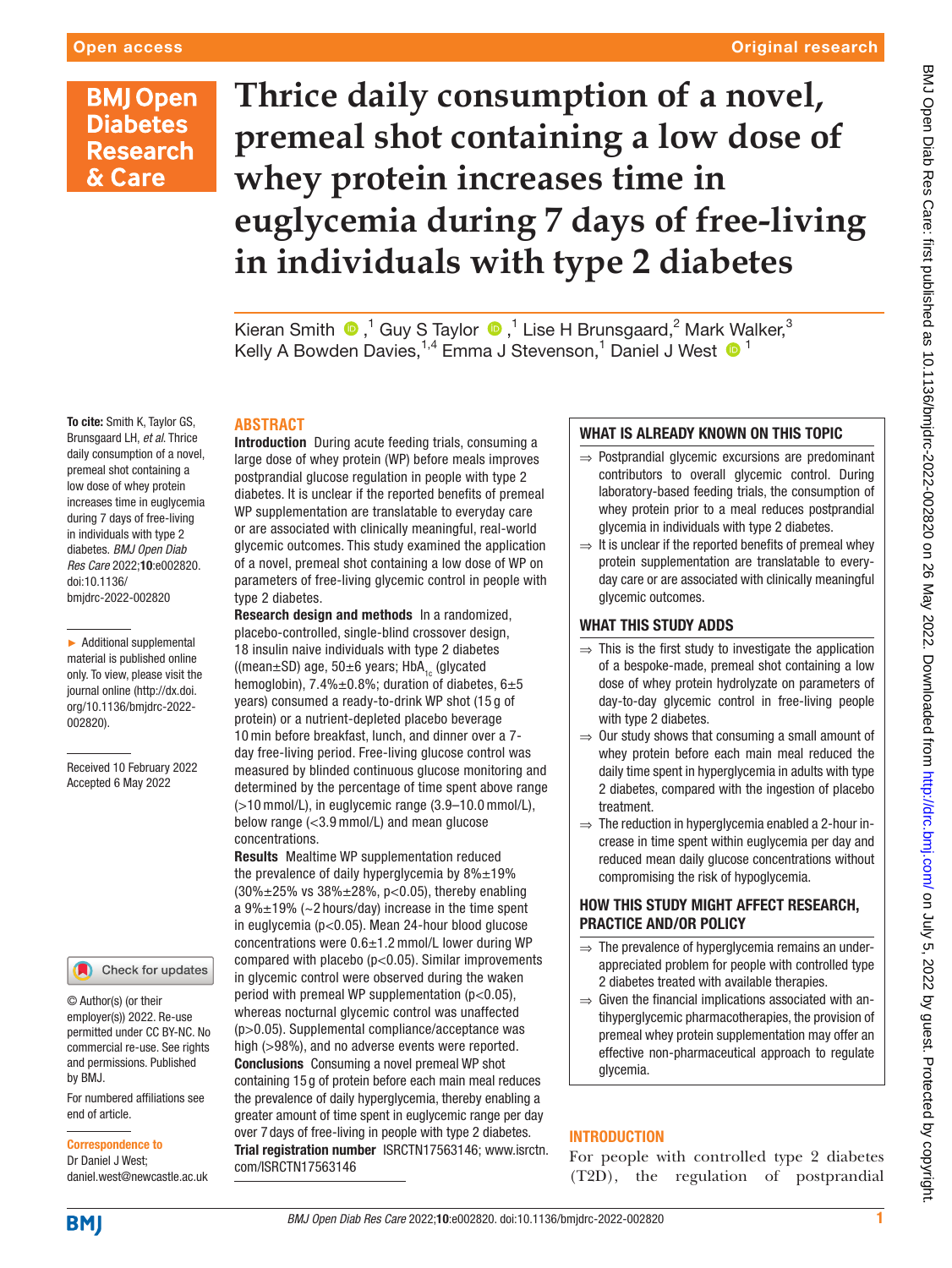# Thrice daily consumption of a novel, premeal shot containing a low dose of whey protein increases time in euglycemia during 7 days of free-living in individuals with type 2 diabetes

Kieran Smith ,[1] Guy S Taylor ,[1] Lise H Brunsgaard,[2] Mark Walker,[3] Kelly A Bowden Davies,[1,4] Emma J Stevenson,[1] Daniel J West [1]

**To cite:** Smith K, Taylor GS, Brunsgaard LH, *et al*. Thrice daily consumption of a novel, premeal shot containing a low dose of whey protein increases time in euglycemia during 7 days of free-living in individuals with type 2 diabetes. *BMJ Open Diab Res Care* 2022;**10**:e002820. doi:10.1136/bmjdrc-2022-002820

► Additional supplemental material is published online only. To view, please visit the journal online (http://dx.doi.org/10.1136/bmjdrc-2022-002820).

Received 10 February 2022
Accepted 6 May 2022

© Author(s) (or their employer(s)) 2022. Re-use permitted under CC BY-NC. No commercial re-use. See rights and permissions. Published by BMJ.

For numbered affiliations see end of article.

**Correspondence to**
Dr Daniel J West;
daniel.west@newcastle.ac.uk

## ABSTRACT

**Introduction** During acute feeding trials, consuming a large dose of whey protein (WP) before meals improves postprandial glucose regulation in people with type 2 diabetes. It is unclear if the reported benefits of premeal WP supplementation are translatable to everyday care or are associated with clinically meaningful, real-world glycemic outcomes. This study examined the application of a novel, premeal shot containing a low dose of WP on parameters of free-living glycemic control in people with type 2 diabetes.

**Research design and methods** In a randomized, placebo-controlled, single-blind crossover design, 18 insulin naive individuals with type 2 diabetes ((mean±SD) age, 50±6 years; $HbA_{1c}$ (glycated hemoglobin), 7.4%±0.8%; duration of diabetes, 6±5 years) consumed a ready-to-drink WP shot (15 g of protein) or a nutrient-depleted placebo beverage 10 min before breakfast, lunch, and dinner over a 7-day free-living period. Free-living glucose control was measured by blinded continuous glucose monitoring and determined by the percentage of time spent above range (>10 mmol/L), in euglycemic range (3.9–10.0 mmol/L), below range (<3.9 mmol/L) and mean glucose concentrations.

**Results** Mealtime WP supplementation reduced the prevalence of daily hyperglycemia by 8%±19% (30%±25% vs 38%±28%, $p<0.05$), thereby enabling a 9%±19% (~2 hours/day) increase in the time spent in euglycemia ($p<0.05$). Mean 24-hour blood glucose concentrations were 0.6±1.2 mmol/L lower during WP compared with placebo ($p<0.05$). Similar improvements in glycemic control were observed during the waken period with premeal WP supplementation ($p<0.05$), whereas nocturnal glycemic control was unaffected ($p>0.05$). Supplemental compliance/acceptance was high (>98%), and no adverse events were reported.

**Conclusions** Consuming a novel premeal WP shot containing 15 g of protein before each main meal reduces the prevalence of daily hyperglycemia, thereby enabling a greater amount of time spent in euglycemic range per day over 7 days of free-living in people with type 2 diabetes.

**Trial registration number** ISRCTN17563146; www.isrctn.com/ISRCTN17563146

## WHAT IS ALREADY KNOWN ON THIS TOPIC

⇒ Postprandial glycemic excursions are predominant contributors to overall glycemic control. During laboratory-based feeding trials, the consumption of whey protein prior to a meal reduces postprandial glycemia in individuals with type 2 diabetes.

⇒ It is unclear if the reported benefits of premeal whey protein supplementation are translatable to everyday care or are associated with clinically meaningful glycemic outcomes.

## WHAT THIS STUDY ADDS

⇒ This is the first study to investigate the application of a bespoke-made, premeal shot containing a low dose of whey protein hydrolyzate on parameters of day-to-day glycemic control in free-living people with type 2 diabetes.

⇒ Our study shows that consuming a small amount of whey protein before each main meal reduced the daily time spent in hyperglycemia in adults with type 2 diabetes, compared with the ingestion of placebo treatment.

⇒ The reduction in hyperglycemia enabled a 2-hour increase in time spent within euglycemia per day and reduced mean daily glucose concentrations without compromising the risk of hypoglycemia.

## HOW THIS STUDY MIGHT AFFECT RESEARCH, PRACTICE AND/OR POLICY

⇒ The prevalence of hyperglycemia remains an underappreciated problem for people with controlled type 2 diabetes treated with available therapies.

⇒ Given the financial implications associated with antihyperglycemic pharmacotherapies, the provision of premeal whey protein supplementation may offer an effective non-pharmaceutical approach to regulate glycemia.

## INTRODUCTION

For people with controlled type 2 diabetes (T2D), the regulation of postprandial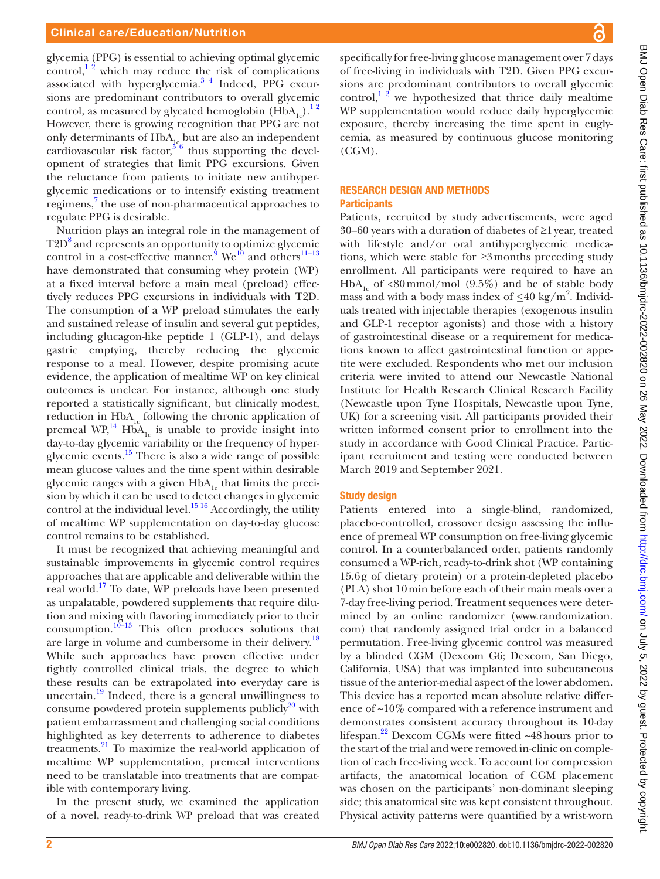glycemia (PPG) is essential to achieving optimal glycemic control,[1 2] which may reduce the risk of complications associated with hyperglycemia.[3 4] Indeed, PPG excursions are predominant contributors to overall glycemic control, as measured by glycated hemoglobin ($HbA_{1c}$).[1 2] However, there is growing recognition that PPG are not only determinants of $HbA_{1c}$ but are also an independent cardiovascular risk factor,[5 6] thus supporting the development of strategies that limit PPG excursions. Given the reluctance from patients to initiate new antihyperglycemic medications or to intensify existing treatment regimens,[7] the use of non-pharmaceutical approaches to regulate PPG is desirable.

Nutrition plays an integral role in the management of T2D[8] and represents an opportunity to optimize glycemic control in a cost-effective manner.[9] We[10] and others[11–13] have demonstrated that consuming whey protein (WP) at a fixed interval before a main meal (preload) effectively reduces PPG excursions in individuals with T2D. The consumption of a WP preload stimulates the early and sustained release of insulin and several gut peptides, including glucagon-like peptide 1 (GLP-1), and delays gastric emptying, thereby reducing the glycemic response to a meal. However, despite promising acute evidence, the application of mealtime WP on key clinical outcomes is unclear. For instance, although one study reported a statistically significant, but clinically modest, reduction in $HbA_{1c}$ following the chronic application of premeal WP,[14] $HbA_{1c}$ is unable to provide insight into day-to-day glycemic variability or the frequency of hyperglycemic events.[15] There is also a wide range of possible mean glucose values and the time spent within desirable glycemic ranges with a given $HbA_{1c}$ that limits the precision by which it can be used to detect changes in glycemic control at the individual level.[15 16] Accordingly, the utility of mealtime WP supplementation on day-to-day glucose control remains to be established.

It must be recognized that achieving meaningful and sustainable improvements in glycemic control requires approaches that are applicable and deliverable within the real world.[17] To date, WP preloads have been presented as unpalatable, powdered supplements that require dilution and mixing with flavoring immediately prior to their consumption.[10–13] This often produces solutions that are large in volume and cumbersome in their delivery.[18] While such approaches have proven effective under tightly controlled clinical trials, the degree to which these results can be extrapolated into everyday care is uncertain.[19] Indeed, there is a general unwillingness to consume powdered protein supplements publicly[20] with patient embarrassment and challenging social conditions highlighted as key deterrents to adherence to diabetes treatments.[21] To maximize the real-world application of mealtime WP supplementation, premeal interventions need to be translatable into treatments that are compatible with contemporary living.

In the present study, we examined the application of a novel, ready-to-drink WP preload that was created specifically for free-living glucose management over 7 days of free-living in individuals with T2D. Given PPG excursions are predominant contributors to overall glycemic control,[1 2] we hypothesized that thrice daily mealtime WP supplementation would reduce daily hyperglycemic exposure, thereby increasing the time spent in euglycemia, as measured by continuous glucose monitoring (CGM).

## RESEARCH DESIGN AND METHODS

### Participants

Patients, recruited by study advertisements, were aged 30–60 years with a duration of diabetes of ≥1 year, treated with lifestyle and/or oral antihyperglycemic medications, which were stable for ≥3 months preceding study enrollment. All participants were required to have an $HbA_{1c}$ of <80 mmol/mol (9.5%) and be of stable body mass and with a body mass index of ≤40 kg/m$^2$. Individuals treated with injectable therapies (exogenous insulin and GLP-1 receptor agonists) and those with a history of gastrointestinal disease or a requirement for medications known to affect gastrointestinal function or appetite were excluded. Respondents who met our inclusion criteria were invited to attend our Newcastle National Institute for Health Research Clinical Research Facility (Newcastle upon Tyne Hospitals, Newcastle upon Tyne, UK) for a screening visit. All participants provided their written informed consent prior to enrollment into the study in accordance with Good Clinical Practice. Participant recruitment and testing were conducted between March 2019 and September 2021.

### Study design

Patients entered into a single-blind, randomized, placebo-controlled, crossover design assessing the influence of premeal WP consumption on free-living glycemic control. In a counterbalanced order, patients randomly consumed a WP-rich, ready-to-drink shot (WP containing 15.6 g of dietary protein) or a protein-depleted placebo (PLA) shot 10 min before each of their main meals over a 7-day free-living period. Treatment sequences were determined by an online randomizer (www.randomization.com) that randomly assigned trial order in a balanced permutation. Free-living glycemic control was measured by a blinded CGM (Dexcom G6; Dexcom, San Diego, California, USA) that was implanted into subcutaneous tissue of the anterior-medial aspect of the lower abdomen. This device has a reported mean absolute relative difference of ~10% compared with a reference instrument and demonstrates consistent accuracy throughout its 10-day lifespan.[22] Dexcom CGMs were fitted ~48 hours prior to the start of the trial and were removed in-clinic on completion of each free-living week. To account for compression artifacts, the anatomical location of CGM placement was chosen on the participants' non-dominant sleeping side; this anatomical site was kept consistent throughout. Physical activity patterns were quantified by a wrist-worn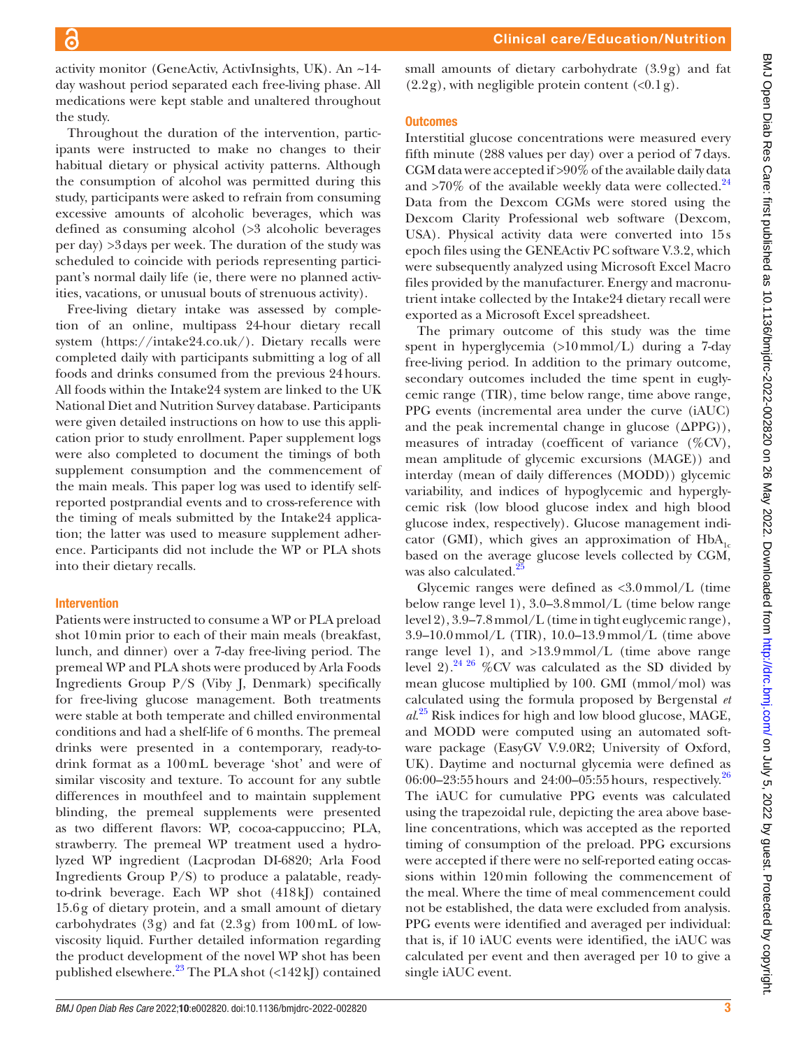activity monitor (GeneActiv, ActivInsights, UK). An ~14-day washout period separated each free-living phase. All medications were kept stable and unaltered throughout the study.

Throughout the duration of the intervention, participants were instructed to make no changes to their habitual dietary or physical activity patterns. Although the consumption of alcohol was permitted during this study, participants were asked to refrain from consuming excessive amounts of alcoholic beverages, which was defined as consuming alcohol (>3 alcoholic beverages per day) >3 days per week. The duration of the study was scheduled to coincide with periods representing participant's normal daily life (ie, there were no planned activities, vacations, or unusual bouts of strenuous activity).

Free-living dietary intake was assessed by completion of an online, multipass 24-hour dietary recall system (https://intake24.co.uk/). Dietary recalls were completed daily with participants submitting a log of all foods and drinks consumed from the previous 24 hours. All foods within the Intake24 system are linked to the UK National Diet and Nutrition Survey database. Participants were given detailed instructions on how to use this application prior to study enrollment. Paper supplement logs were also completed to document the timings of both supplement consumption and the commencement of the main meals. This paper log was used to identify self-reported postprandial events and to cross-reference with the timing of meals submitted by the Intake24 application; the latter was used to measure supplement adherence. Participants did not include the WP or PLA shots into their dietary recalls.

## Intervention

Patients were instructed to consume a WP or PLA preload shot 10 min prior to each of their main meals (breakfast, lunch, and dinner) over a 7-day free-living period. The premeal WP and PLA shots were produced by Arla Foods Ingredients Group P/S (Viby J, Denmark) specifically for free-living glucose management. Both treatments were stable at both temperate and chilled environmental conditions and had a shelf-life of 6 months. The premeal drinks were presented in a contemporary, ready-to-drink format as a 100 mL beverage 'shot' and were of similar viscosity and texture. To account for any subtle differences in mouthfeel and to maintain supplement blinding, the premeal supplements were presented as two different flavors: WP, cocoa-cappuccino; PLA, strawberry. The premeal WP treatment used a hydrolyzed WP ingredient (Lacprodan DI-6820; Arla Food Ingredients Group P/S) to produce a palatable, ready-to-drink beverage. Each WP shot (418 kJ) contained 15.6 g of dietary protein, and a small amount of dietary carbohydrates (3 g) and fat (2.3 g) from 100 mL of low-viscosity liquid. Further detailed information regarding the product development of the novel WP shot has been published elsewhere.[23] The PLA shot (<142 kJ) contained small amounts of dietary carbohydrate (3.9 g) and fat (2.2 g), with negligible protein content (<0.1 g).

## Outcomes

Interstitial glucose concentrations were measured every fifth minute (288 values per day) over a period of 7 days. CGM data were accepted if >90% of the available daily data and >70% of the available weekly data were collected.[24] Data from the Dexcom CGMs were stored using the Dexcom Clarity Professional web software (Dexcom, USA). Physical activity data were converted into 15 s epoch files using the GENEActiv PC software V.3.2, which were subsequently analyzed using Microsoft Excel Macro files provided by the manufacturer. Energy and macronutrient intake collected by the Intake24 dietary recall were exported as a Microsoft Excel spreadsheet.

The primary outcome of this study was the time spent in hyperglycemia (>10 mmol/L) during a 7-day free-living period. In addition to the primary outcome, secondary outcomes included the time spent in euglycemic range (TIR), time below range, time above range, PPG events (incremental area under the curve (iAUC) and the peak incremental change in glucose (ΔPPG)), measures of intraday (coefficent of variance (%CV), mean amplitude of glycemic excursions (MAGE)) and interday (mean of daily differences (MODD)) glycemic variability, and indices of hypoglycemic and hyperglycemic risk (low blood glucose index and high blood glucose index, respectively). Glucose management indicator (GMI), which gives an approximation of $HbA_{1c}$ based on the average glucose levels collected by CGM, was also calculated.[25]

Glycemic ranges were defined as <3.0 mmol/L (time below range level 1), 3.0–3.8 mmol/L (time below range level 2), 3.9–7.8 mmol/L (time in tight euglycemic range), 3.9–10.0 mmol/L (TIR), 10.0–13.9 mmol/L (time above range level 1), and >13.9 mmol/L (time above range level 2).[24,26] %CV was calculated as the SD divided by mean glucose multiplied by 100. GMI (mmol/mol) was calculated using the formula proposed by Bergenstal *et al*.[25] Risk indices for high and low blood glucose, MAGE, and MODD were computed using an automated software package (EasyGV V.9.0R2; University of Oxford, UK). Daytime and nocturnal glycemia were defined as 06:00–23:55 hours and 24:00–05:55 hours, respectively.[26] The iAUC for cumulative PPG events was calculated using the trapezoidal rule, depicting the area above baseline concentrations, which was accepted as the reported timing of consumption of the preload. PPG excursions were accepted if there were no self-reported eating occassions within 120 min following the commencement of the meal. Where the time of meal commencement could not be established, the data were excluded from analysis. PPG events were identified and averaged per individual: that is, if 10 iAUC events were identified, the iAUC was calculated per event and then averaged per 10 to give a single iAUC event.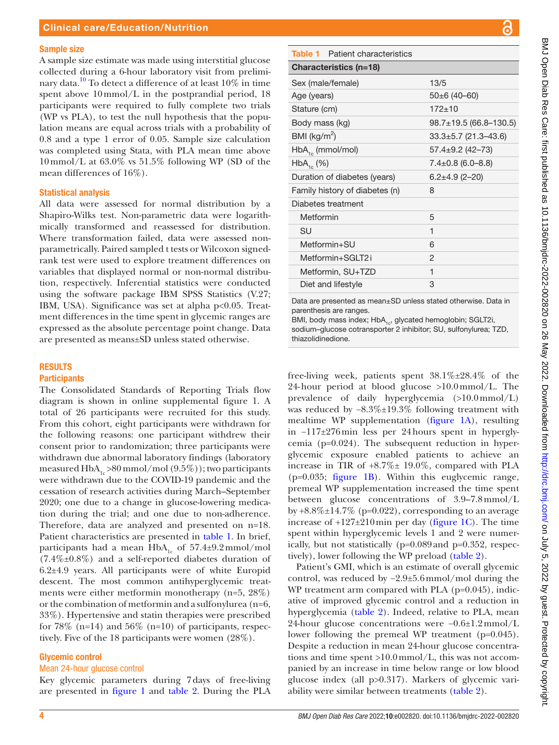### Sample size

A sample size estimate was made using interstitial glucose collected during a 6-hour laboratory visit from preliminary data.[10] To detect a difference of at least 10% in time spent above 10 mmol/L in the postprandial period, 18 participants were required to fully complete two trials (WP vs PLA), to test the null hypothesis that the population means are equal across trials with a probability of 0.8 and a type 1 error of 0.05. Sample size calculation was completed using Stata, with PLA mean time above 10 mmol/L at 63.0% vs 51.5% following WP (SD of the mean differences of 16%).

### Statistical analysis

All data were assessed for normal distribution by a Shapiro-Wilks test. Non-parametric data were logarithmically transformed and reassessed for distribution. Where transformation failed, data were assessed nonparametrically. Paired sampled t tests or Wilcoxon signed-rank test were used to explore treatment differences on variables that displayed normal or non-normal distribution, respectively. Inferential statistics were conducted using the software package IBM SPSS Statistics (V.27; IBM, USA). Significance was set at alpha p<0.05. Treatment differences in the time spent in glycemic ranges are expressed as the absolute percentage point change. Data are presented as means±SD unless stated otherwise.

## RESULTS

### Participants

The Consolidated Standards of Reporting Trials flow diagram is shown in online supplemental figure 1. A total of 26 participants were recruited for this study. From this cohort, eight participants were withdrawn for the following reasons: one participant withdrew their consent prior to randomization; three participants were withdrawn due abnormal laboratory findings (laboratory measured $HbA_{1c}$ >80 mmol/mol (9.5%)); two participants were withdrawn due to the COVID-19 pandemic and the cessation of research activities during March–September 2020; one due to a change in glucose-lowering medication during the trial; and one due to non-adherence. Therefore, data are analyzed and presented on n=18. Patient characteristics are presented in table 1. In brief, participants had a mean $HbA_{1c}$ of 57.4±9.2 mmol/mol (7.4%±0.8%) and a self-reported diabetes duration of 6.2±4.9 years. All participants were of white Europid descent. The most common antihyperglycemic treatments were either metformin monotherapy (n=5, 28%) or the combination of metformin and a sulfonylurea (n=6, 33%). Hypertensive and statin therapies were prescribed for 78% (n=14) and 56% (n=10) of participants, respectively. Five of the 18 participants were women (28%).

**Table 1** Patient characteristics

| Characteristics (n=18) | |
|---|---|
| Sex (male/female) | 13/5 |
| Age (years) | 50±6 (40–60) |
| Stature (cm) | 172±10 |
| Body mass (kg) | 98.7±19.5 (66.8–130.5) |
| BMI (kg/m$^2$) | 33.3±5.7 (21.3–43.6) |
| $HbA_{1c}$ (mmol/mol) | 57.4±9.2 (42–73) |
| $HbA_{1c}$ (%) | 7.4±0.8 (6.0–8.8) |
| Duration of diabetes (years) | 6.2±4.9 (2–20) |
| Family history of diabetes (n) | 8 |
| Diabetes treatment | |
| Metformin | 5 |
| SU | 1 |
| Metformin+SU | 6 |
| Metformin+SGLT2 i | 2 |
| Metformin, SU+TZD | 1 |
| Diet and lifestyle | 3 |

Data are presented as mean±SD unless stated otherwise. Data in parenthesis are ranges.
BMI, body mass index; $HbA_{1c}$, glycated hemoglobin; SGLT2i, sodium–glucose cotransporter 2 inhibitor; SU, sulfonylurea; TZD, thiazolidinedione.

### Glycemic control

#### Mean 24-hour glucose control

Key glycemic parameters during 7 days of free-living are presented in figure 1 and table 2. During the PLA free-living week, patients spent 38.1%±28.4% of the 24-hour period at blood glucose >10.0 mmol/L. The prevalence of daily hyperglycemia (>10.0 mmol/L) was reduced by −8.3%±19.3% following treatment with mealtime WP supplementation (figure 1A), resulting in −117±276 min less per 24 hours spent in hyperglycemia (p=0.024). The subsequent reduction in hyperglycemic exposure enabled patients to achieve an increase in TIR of +8.7%± 19.0%, compared with PLA (p=0.035; figure 1B). Within this euglycemic range, premeal WP supplementation increased the time spent between glucose concentrations of 3.9–7.8 mmol/L by +8.8%±14.7% (p=0.022), corresponding to an average increase of +127±210 min per day (figure 1C). The time spent within hyperglycemic levels 1 and 2 were numerically, but not statistically (p=0.089 and p=0.352, respectively), lower following the WP preload (table 2).

Patient's GMI, which is an estimate of overall glycemic control, was reduced by −2.9±5.6 mmol/mol during the WP treatment arm compared with PLA (p=0.045), indicative of improved glycemic control and a reduction in hyperglycemia (table 2). Indeed, relative to PLA, mean 24-hour glucose concentrations were −0.6±1.2 mmol/L lower following the premeal WP treatment (p=0.045). Despite a reduction in mean 24-hour glucose concentrations and time spent >10.0 mmol/L, this was not accompanied by an increase in time below range or low blood glucose index (all p>0.317). Markers of glycemic variability were similar between treatments (table 2).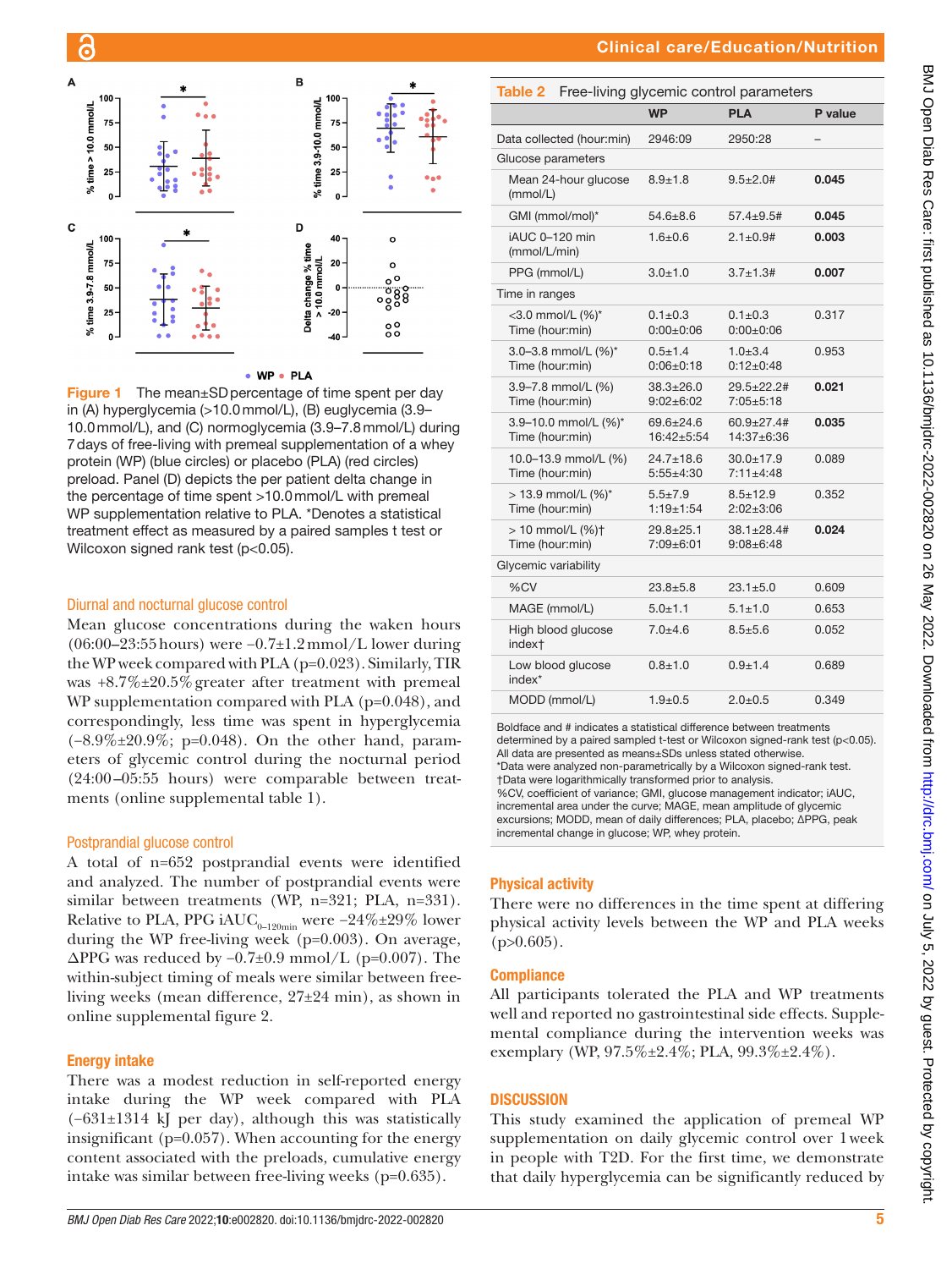Figure 1 The mean±SD percentage of time spent per day in (A) hyperglycemia (>10.0 mmol/L), (B) euglycemia (3.9–10.0 mmol/L), and (C) normoglycemia (3.9–7.8 mmol/L) during 7 days of free-living with premeal supplementation of a whey protein (WP) (blue circles) or placebo (PLA) (red circles) preload. Panel (D) depicts the per patient delta change in the percentage of time spent >10.0 mmol/L with premeal WP supplementation relative to PLA. *Denotes a statistical treatment effect as measured by a paired samples t test or Wilcoxon signed rank test (p<0.05).

### Diurnal and nocturnal glucose control

Mean glucose concentrations during the waken hours (06:00–23:55 hours) were −0.7±1.2 mmol/L lower during the WP week compared with PLA (p=0.023). Similarly, TIR was +8.7%±20.5% greater after treatment with premeal WP supplementation compared with PLA (p=0.048), and correspondingly, less time was spent in hyperglycemia (−8.9%±20.9%; p=0.048). On the other hand, parameters of glycemic control during the nocturnal period (24:00–05:55 hours) were comparable between treatments (online supplemental table 1).

### Postprandial glucose control

A total of n=652 postprandial events were identified and analyzed. The number of postprandial events were similar between treatments (WP, n=321; PLA, n=331). Relative to PLA, PPG $iAUC_{0\text{–}120min}$ were −24%±29% lower during the WP free-living week (p=0.003). On average, ΔPPG was reduced by −0.7±0.9 mmol/L (p=0.007). The within-subject timing of meals were similar between free-living weeks (mean difference, 27±24 min), as shown in online supplemental figure 2.

### Energy intake

There was a modest reduction in self-reported energy intake during the WP week compared with PLA (−631±1314 kJ per day), although this was statistically insignificant (p=0.057). When accounting for the energy content associated with the preloads, cumulative energy intake was similar between free-living weeks (p=0.635).

**Table 2** Free-living glycemic control parameters

| | WP | PLA | P value |
|---|---|---|---|
| Data collected (hour:min) | 2946:09 | 2950:28 | – |
| Glucose parameters | | | |
| Mean 24-hour glucose (mmol/L) | 8.9±1.8 | 9.5±2.0# | **0.045** |
| GMI (mmol/mol)* | 54.6±8.6 | 57.4±9.5# | **0.045** |
| iAUC 0–120 min (mmol/L/min) | 1.6±0.6 | 2.1±0.9# | **0.003** |
| PPG (mmol/L) | 3.0±1.0 | 3.7±1.3# | **0.007** |
| Time in ranges | | | |
| <3.0 mmol/L (%)* Time (hour:min) | 0.1±0.3 0:00±0:06 | 0.1±0.3 0:00±0:06 | 0.317 |
| 3.0–3.8 mmol/L (%)* Time (hour:min) | 0.5±1.4 0:06±0:18 | 1.0±3.4 0:12±0:48 | 0.953 |
| 3.9–7.8 mmol/L (%) Time (hour:min) | 38.3±26.0 9:02±6:02 | 29.5±22.2# 7:05±5:18 | **0.021** |
| 3.9–10.0 mmol/L (%)* Time (hour:min) | 69.6±24.6 16:42±5:54 | 60.9±27.4# 14:37±6:36 | **0.035** |
| 10.0–13.9 mmol/L (%) Time (hour:min) | 24.7±18.6 5:55±4:30 | 30.0±17.9 7:11±4:48 | 0.089 |
| > 13.9 mmol/L (%)* Time (hour:min) | 5.5±7.9 1:19±1:54 | 8.5±12.9 2:02±3:06 | 0.352 |
| > 10 mmol/L (%)† Time (hour:min) | 29.8±25.1 7:09±6:01 | 38.1±28.4# 9:08±6:48 | **0.024** |
| Glycemic variability | | | |
| %CV | 23.8±5.8 | 23.1±5.0 | 0.609 |
| MAGE (mmol/L) | 5.0±1.1 | 5.1±1.0 | 0.653 |
| High blood glucose index† | 7.0±4.6 | 8.5±5.6 | 0.052 |
| Low blood glucose index* | 0.8±1.0 | 0.9±1.4 | 0.689 |
| MODD (mmol/L) | 1.9±0.5 | 2.0±0.5 | 0.349 |

Boldface and # indicates a statistical difference between treatments determined by a paired sampled t-test or Wilcoxon signed-rank test (p<0.05). All data are presented as means±SDs unless stated otherwise.
*Data were analyzed non-parametrically by a Wilcoxon signed-rank test.
†Data were logarithmically transformed prior to analysis.
%CV, coefficient of variance; GMI, glucose management indicator; iAUC, incremental area under the curve; MAGE, mean amplitude of glycemic excursions; MODD, mean of daily differences; PLA, placebo; ΔPPG, peak incremental change in glucose; WP, whey protein.

### Physical activity

There were no differences in the time spent at differing physical activity levels between the WP and PLA weeks (p>0.605).

### Compliance

All participants tolerated the PLA and WP treatments well and reported no gastrointestinal side effects. Supplemental compliance during the intervention weeks was exemplary (WP, 97.5%±2.4%; PLA, 99.3%±2.4%).

## DISCUSSION

This study examined the application of premeal WP supplementation on daily glycemic control over 1 week in people with T2D. For the first time, we demonstrate that daily hyperglycemia can be significantly reduced by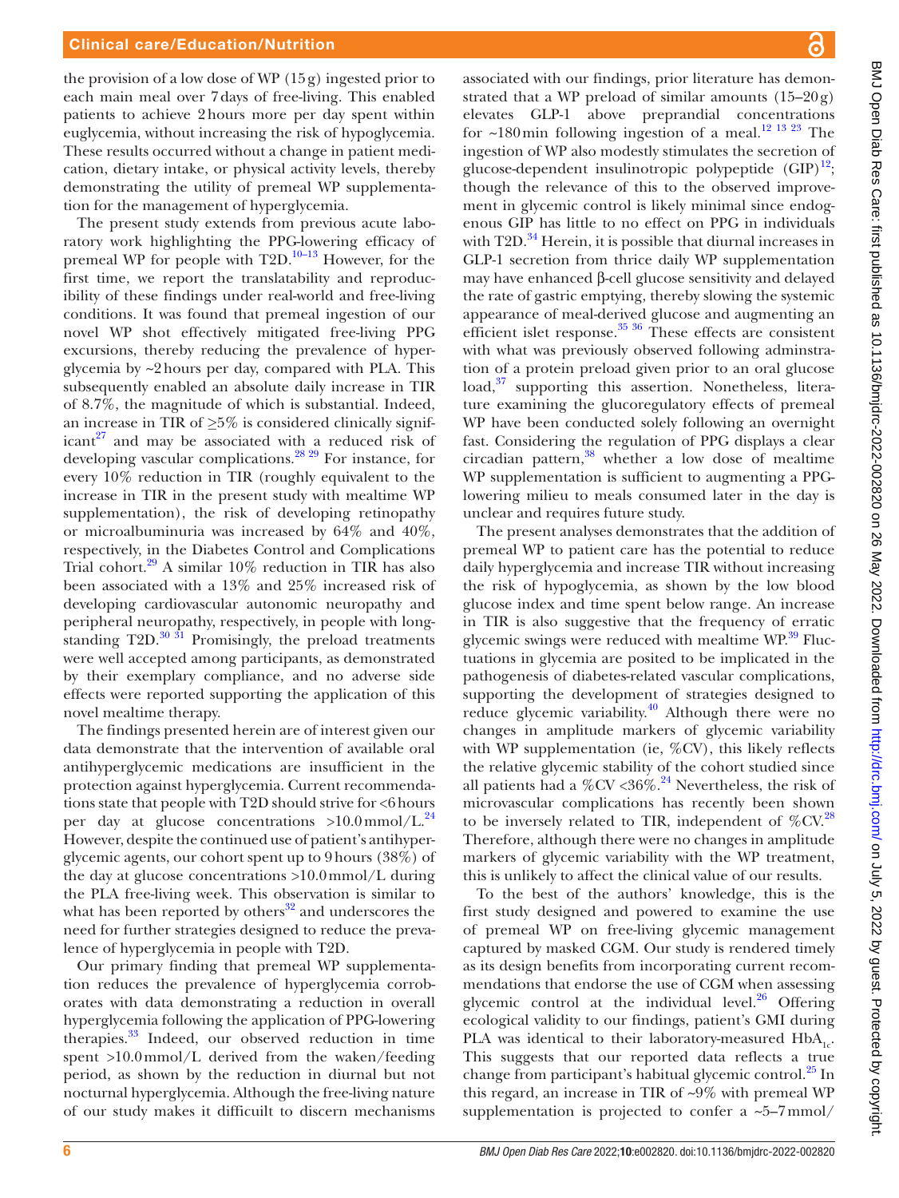the provision of a low dose of WP (15g) ingested prior to each main meal over 7days of free-living. This enabled patients to achieve 2hours more per day spent within euglycemia, without increasing the risk of hypoglycemia. These results occurred without a change in patient medication, dietary intake, or physical activity levels, thereby demonstrating the utility of premeal WP supplementation for the management of hyperglycemia.

The present study extends from previous acute laboratory work highlighting the PPG-lowering efficacy of premeal WP for people with T2D.[10–13] However, for the first time, we report the translatability and reproducibility of these findings under real-world and free-living conditions. It was found that premeal ingestion of our novel WP shot effectively mitigated free-living PPG excursions, thereby reducing the prevalence of hyperglycemia by ~2hours per day, compared with PLA. This subsequently enabled an absolute daily increase in TIR of 8.7%, the magnitude of which is substantial. Indeed, an increase in TIR of ≥5% is considered clinically significant[27] and may be associated with a reduced risk of developing vascular complications.[28 29] For instance, for every 10% reduction in TIR (roughly equivalent to the increase in TIR in the present study with mealtime WP supplementation), the risk of developing retinopathy or microalbuminuria was increased by 64% and 40%, respectively, in the Diabetes Control and Complications Trial cohort.[29] A similar 10% reduction in TIR has also been associated with a 13% and 25% increased risk of developing cardiovascular autonomic neuropathy and peripheral neuropathy, respectively, in people with longstanding T2D.[30 31] Promisingly, the preload treatments were well accepted among participants, as demonstrated by their exemplary compliance, and no adverse side effects were reported supporting the application of this novel mealtime therapy.

The findings presented herein are of interest given our data demonstrate that the intervention of available oral antihyperglycemic medications are insufficient in the protection against hyperglycemia. Current recommendations state that people with T2D should strive for <6hours per day at glucose concentrations >10.0mmol/L.[24] However, despite the continued use of patient's antihyperglycemic agents, our cohort spent up to 9hours (38%) of the day at glucose concentrations >10.0mmol/L during the PLA free-living week. This observation is similar to what has been reported by others[32] and underscores the need for further strategies designed to reduce the prevalence of hyperglycemia in people with T2D.

Our primary finding that premeal WP supplementation reduces the prevalence of hyperglycemia corroborates with data demonstrating a reduction in overall hyperglycemia following the application of PPG-lowering therapies.[33] Indeed, our observed reduction in time spent >10.0mmol/L derived from the waken/feeding period, as shown by the reduction in diurnal but not nocturnal hyperglycemia. Although the free-living nature of our study makes it difficuilt to discern mechanisms associated with our findings, prior literature has demonstrated that a WP preload of similar amounts (15–20g) elevates GLP-1 above preprandial concentrations for ~180min following ingestion of a meal.[12 13 23] The ingestion of WP also modestly stimulates the secretion of glucose-dependent insulinotropic polypeptide (GIP)[12]; though the relevance of this to the observed improvement in glycemic control is likely minimal since endogenous GIP has little to no effect on PPG in individuals with T2D.[34] Herein, it is possible that diurnal increases in GLP-1 secretion from thrice daily WP supplementation may have enhanced β-cell glucose sensitivity and delayed the rate of gastric emptying, thereby slowing the systemic appearance of meal-derived glucose and augmenting an efficient islet response.[35 36] These effects are consistent with what was previously observed following adminstration of a protein preload given prior to an oral glucose load,[37] supporting this assertion. Nonetheless, literature examining the glucoregulatory effects of premeal WP have been conducted solely following an overnight fast. Considering the regulation of PPG displays a clear circadian pattern,[38] whether a low dose of mealtime WP supplementation is sufficient to augmenting a PPG-lowering milieu to meals consumed later in the day is unclear and requires future study.

The present analyses demonstrates that the addition of premeal WP to patient care has the potential to reduce daily hyperglycemia and increase TIR without increasing the risk of hypoglycemia, as shown by the low blood glucose index and time spent below range. An increase in TIR is also suggestive that the frequency of erratic glycemic swings were reduced with mealtime WP.[39] Fluctuations in glycemia are posited to be implicated in the pathogenesis of diabetes-related vascular complications, supporting the development of strategies designed to reduce glycemic variability.[40] Although there were no changes in amplitude markers of glycemic variability with WP supplementation (ie, %CV), this likely reflects the relative glycemic stability of the cohort studied since all patients had a %CV <36%.[24] Nevertheless, the risk of microvascular complications has recently been shown to be inversely related to TIR, independent of %CV.[28] Therefore, although there were no changes in amplitude markers of glycemic variability with the WP treatment, this is unlikely to affect the clinical value of our results.

To the best of the authors' knowledge, this is the first study designed and powered to examine the use of premeal WP on free-living glycemic management captured by masked CGM. Our study is rendered timely as its design benefits from incorporating current recommendations that endorse the use of CGM when assessing glycemic control at the individual level.[26] Offering ecological validity to our findings, patient's GMI during PLA was identical to their laboratory-measured $HbA_{1c}$. This suggests that our reported data reflects a true change from participant's habitual glycemic control.[25] In this regard, an increase in TIR of ~9% with premeal WP supplementation is projected to confer a ~5–7mmol/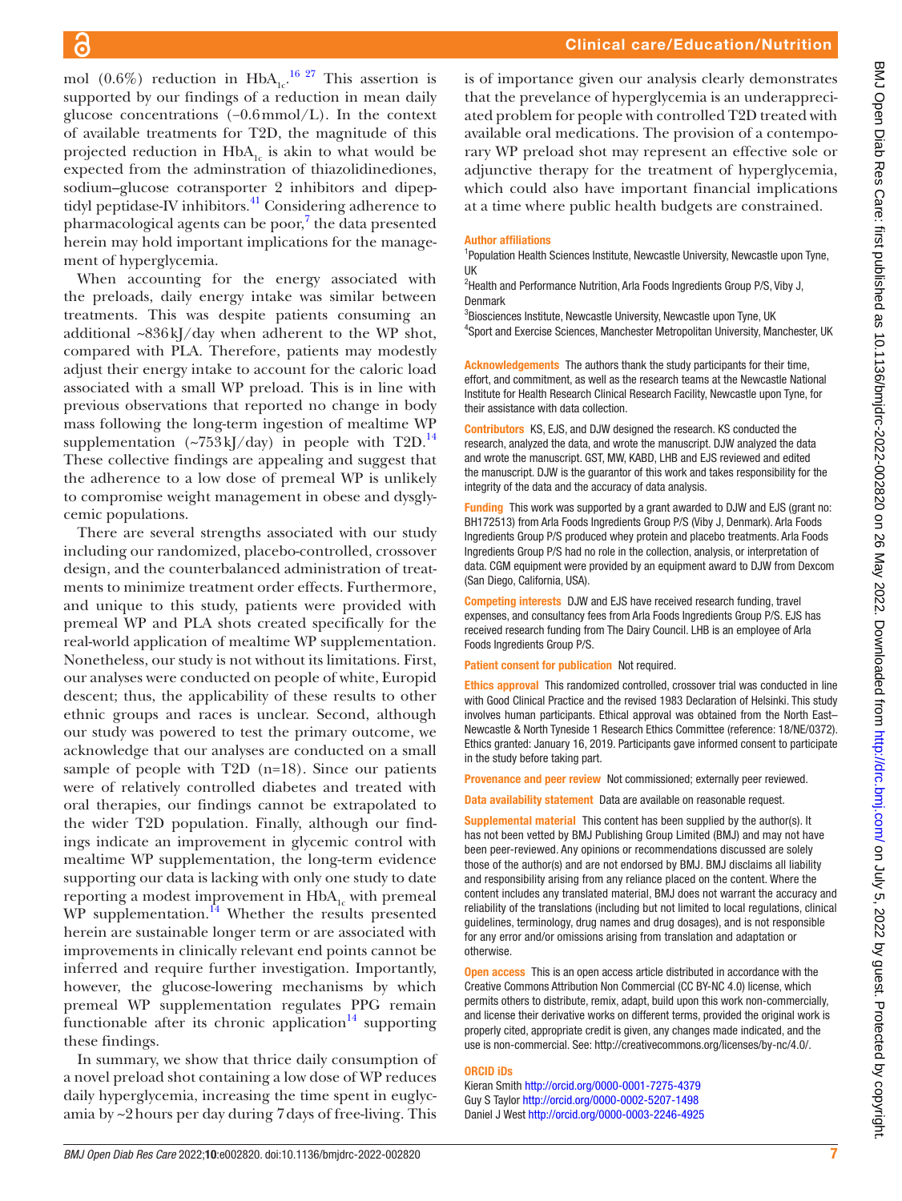mol (0.6%) reduction in $HbA_{1c}$.[16 27] This assertion is supported by our findings of a reduction in mean daily glucose concentrations (−0.6 mmol/L). In the context of available treatments for T2D, the magnitude of this projected reduction in $HbA_{1c}$ is akin to what would be expected from the adminstration of thiazolidinediones, sodium–glucose cotransporter 2 inhibitors and dipeptidyl peptidase-IV inhibitors.[41] Considering adherence to pharmacological agents can be poor,[7] the data presented herein may hold important implications for the management of hyperglycemia.

When accounting for the energy associated with the preloads, daily energy intake was similar between treatments. This was despite patients consuming an additional ~836 kJ/day when adherent to the WP shot, compared with PLA. Therefore, patients may modestly adjust their energy intake to account for the caloric load associated with a small WP preload. This is in line with previous observations that reported no change in body mass following the long-term ingestion of mealtime WP supplementation (~753 kJ/day) in people with T2D.[14] These collective findings are appealing and suggest that the adherence to a low dose of premeal WP is unlikely to compromise weight management in obese and dysglycemic populations.

There are several strengths associated with our study including our randomized, placebo-controlled, crossover design, and the counterbalanced administration of treatments to minimize treatment order effects. Furthermore, and unique to this study, patients were provided with premeal WP and PLA shots created specifically for the real-world application of mealtime WP supplementation. Nonetheless, our study is not without its limitations. First, our analyses were conducted on people of white, Europid descent; thus, the applicability of these results to other ethnic groups and races is unclear. Second, although our study was powered to test the primary outcome, we acknowledge that our analyses are conducted on a small sample of people with T2D (n=18). Since our patients were of relatively controlled diabetes and treated with oral therapies, our findings cannot be extrapolated to the wider T2D population. Finally, although our findings indicate an improvement in glycemic control with mealtime WP supplementation, the long-term evidence supporting our data is lacking with only one study to date reporting a modest improvement in $HbA_{1c}$ with premeal WP supplementation.[14] Whether the results presented herein are sustainable longer term or are associated with improvements in clinically relevant end points cannot be inferred and require further investigation. Importantly, however, the glucose-lowering mechanisms by which premeal WP supplementation regulates PPG remain functionable after its chronic application[14] supporting these findings.

In summary, we show that thrice daily consumption of a novel preload shot containing a low dose of WP reduces daily hyperglycemia, increasing the time spent in euglycamia by ~2 hours per day during 7 days of free-living. This is of importance given our analysis clearly demonstrates that the prevelance of hyperglycemia is an underappreciated problem for people with controlled T2D treated with available oral medications. The provision of a contemporary WP preload shot may represent an effective sole or adjunctive therapy for the treatment of hyperglycemia, which could also have important financial implications at a time where public health budgets are constrained.

**Author affiliations**

[1]Population Health Sciences Institute, Newcastle University, Newcastle upon Tyne, UK
[2]Health and Performance Nutrition, Arla Foods Ingredients Group P/S, Viby J, Denmark
[3]Biosciences Institute, Newcastle University, Newcastle upon Tyne, UK
[4]Sport and Exercise Sciences, Manchester Metropolitan University, Manchester, UK

**Acknowledgements** The authors thank the study participants for their time, effort, and commitment, as well as the research teams at the Newcastle National Institute for Health Research Clinical Research Facility, Newcastle upon Tyne, for their assistance with data collection.

**Contributors** KS, EJS, and DJW designed the research. KS conducted the research, analyzed the data, and wrote the manuscript. DJW analyzed the data and wrote the manuscript. GST, MW, KABD, LHB and EJS reviewed and edited the manuscript. DJW is the guarantor of this work and takes responsibility for the integrity of the data and the accuracy of data analysis.

**Funding** This work was supported by a grant awarded to DJW and EJS (grant no: BH172513) from Arla Foods Ingredients Group P/S (Viby J, Denmark). Arla Foods Ingredients Group P/S produced whey protein and placebo treatments. Arla Foods Ingredients Group P/S had no role in the collection, analysis, or interpretation of data. CGM equipment were provided by an equipment award to DJW from Dexcom (San Diego, California, USA).

**Competing interests** DJW and EJS have received research funding, travel expenses, and consultancy fees from Arla Foods Ingredients Group P/S. EJS has received research funding from The Dairy Council. LHB is an employee of Arla Foods Ingredients Group P/S.

**Patient consent for publication** Not required.

**Ethics approval** This randomized controlled, crossover trial was conducted in line with Good Clinical Practice and the revised 1983 Declaration of Helsinki. This study involves human participants. Ethical approval was obtained from the North East–Newcastle & North Tyneside 1 Research Ethics Committee (reference: 18/NE/0372). Ethics granted: January 16, 2019. Participants gave informed consent to participate in the study before taking part.

**Provenance and peer review** Not commissioned; externally peer reviewed.

**Data availability statement** Data are available on reasonable request.

**Supplemental material** This content has been supplied by the author(s). It has not been vetted by BMJ Publishing Group Limited (BMJ) and may not have been peer-reviewed. Any opinions or recommendations discussed are solely those of the author(s) and are not endorsed by BMJ. BMJ disclaims all liability and responsibility arising from any reliance placed on the content. Where the content includes any translated material, BMJ does not warrant the accuracy and reliability of the translations (including but not limited to local regulations, clinical guidelines, terminology, drug names and drug dosages), and is not responsible for any error and/or omissions arising from translation and adaptation or otherwise.

**Open access** This is an open access article distributed in accordance with the Creative Commons Attribution Non Commercial (CC BY-NC 4.0) license, which permits others to distribute, remix, adapt, build upon this work non-commercially, and license their derivative works on different terms, provided the original work is properly cited, appropriate credit is given, any changes made indicated, and the use is non-commercial. See: http://creativecommons.org/licenses/by-nc/4.0/.

**ORCID iDs**

Kieran Smith http://orcid.org/0000-0001-7275-4379
Guy S Taylor http://orcid.org/0000-0002-5207-1498
Daniel J West http://orcid.org/0000-0003-2246-4925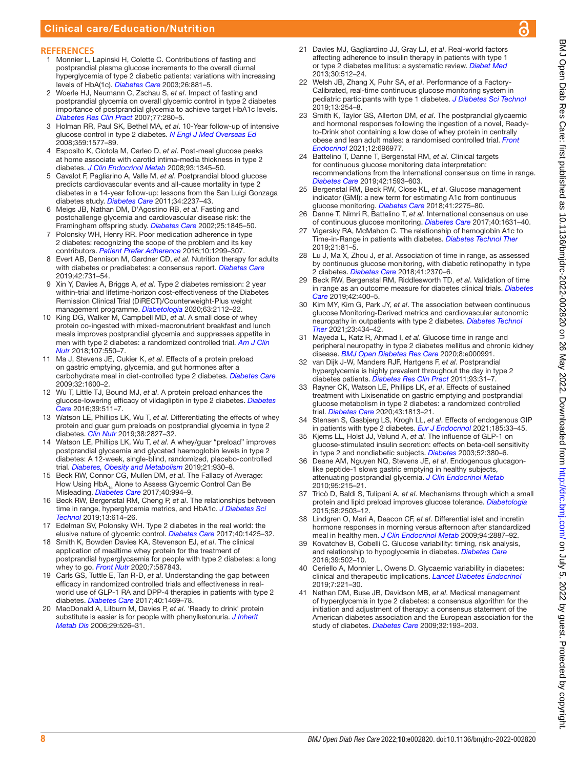## REFERENCES

1. Monnier L, Lapinski H, Colette C. Contributions of fasting and postprandial plasma glucose increments to the overall diurnal hyperglycemia of type 2 diabetic patients: variations with increasing levels of HbA(1c). *Diabetes Care* 2003;26:881–5.
2. Woerle HJ, Neumann C, Zschau S, *et al*. Impact of fasting and postprandial glycemia on overall glycemic control in type 2 diabetes importance of postprandial glycemia to achieve target HbA1c levels. *Diabetes Res Clin Pract* 2007;77:280–5.
3. Holman RR, Paul SK, Bethel MA, *et al*. 10-Year follow-up of intensive glucose control in type 2 diabetes. *N Engl J Med Overseas Ed* 2008;359:1577–89.
4. Esposito K, Ciotola M, Carleo D, *et al*. Post-meal glucose peaks at home associate with carotid intima-media thickness in type 2 diabetes. *J Clin Endocrinol Metab* 2008;93:1345–50.
5. Cavalot F, Pagliarino A, Valle M, *et al*. Postprandial blood glucose predicts cardiovascular events and all-cause mortality in type 2 diabetes in a 14-year follow-up: lessons from the San Luigi Gonzaga diabetes study. *Diabetes Care* 2011;34:2237–43.
6. Meigs JB, Nathan DM, D'Agostino RB, *et al*. Fasting and postchallenge glycemia and cardiovascular disease risk: the Framingham offspring study. *Diabetes Care* 2002;25:1845–50.
7. Polonsky WH, Henry RR. Poor medication adherence in type 2 diabetes: recognizing the scope of the problem and its key contributors. *Patient Prefer Adherence* 2016;10:1299–307.
8. Evert AB, Dennison M, Gardner CD, *et al*. Nutrition therapy for adults with diabetes or prediabetes: a consensus report. *Diabetes Care* 2019;42:731–54.
9. Xin Y, Davies A, Briggs A, *et al*. Type 2 diabetes remission: 2 year within-trial and lifetime-horizon cost-effectiveness of the Diabetes Remission Clinical Trial (DiRECT)/Counterweight-Plus weight management programme. *Diabetologia* 2020;63:2112–22.
10. King DG, Walker M, Campbell MD, *et al*. A small dose of whey protein co-ingested with mixed-macronutrient breakfast and lunch meals improves postprandial glycemia and suppresses appetite in men with type 2 diabetes: a randomized controlled trial. *Am J Clin Nutr* 2018;107:550–7.
11. Ma J, Stevens JE, Cukier K, *et al*. Effects of a protein preload on gastric emptying, glycemia, and gut hormones after a carbohydrate meal in diet-controlled type 2 diabetes. *Diabetes Care* 2009;32:1600–2.
12. Wu T, Little TJ, Bound MJ, *et al*. A protein preload enhances the glucose-lowering efficacy of vildagliptin in type 2 diabetes. *Diabetes Care* 2016;39:511–7.
13. Watson LE, Phillips LK, Wu T, *et al*. Differentiating the effects of whey protein and guar gum preloads on postprandial glycemia in type 2 diabetes. *Clin Nutr* 2019;38:2827–32.
14. Watson LE, Phillips LK, Wu T, *et al*. A whey/guar "preload" improves postprandial glycaemia and glycated haemoglobin levels in type 2 diabetes: A 12-week, single-blind, randomized, placebo-controlled trial. *Diabetes, Obesity and Metabolism* 2019;21:930–8.
15. Beck RW, Connor CG, Mullen DM, *et al*. The Fallacy of Average: How Using $HbA_{1c}$ Alone to Assess Glycemic Control Can Be Misleading. *Diabetes Care* 2017;40:994–9.
16. Beck RW, Bergenstal RM, Cheng P, *et al*. The relationships between time in range, hyperglycemia metrics, and HbA1c. *J Diabetes Sci Technol* 2019;13:614–26.
17. Edelman SV, Polonsky WH. Type 2 diabetes in the real world: the elusive nature of glycemic control. *Diabetes Care* 2017;40:1425–32.
18. Smith K, Bowden Davies KA, Stevenson EJ, *et al*. The clinical application of mealtime whey protein for the treatment of postprandial hyperglycaemia for people with type 2 diabetes: a long whey to go. *Front Nutr* 2020;7:587843.
19. Carls GS, Tuttle E, Tan R-D, *et al*. Understanding the gap between efficacy in randomized controlled trials and effectiveness in real-world use of GLP-1 RA and DPP-4 therapies in patients with type 2 diabetes. *Diabetes Care* 2017;40:1469–78.
20. MacDonald A, Lilburn M, Davies P, *et al*. 'Ready to drink' protein substitute is easier is for people with phenylketonuria. *J Inherit Metab Dis* 2006;29:526–31.
21. Davies MJ, Gagliardino JJ, Gray LJ, *et al*. Real-world factors affecting adherence to insulin therapy in patients with type 1 or type 2 diabetes mellitus: a systematic review. *Diabet Med* 2013;30:512–24.
22. Welsh JB, Zhang X, Puhr SA, *et al*. Performance of a Factory-Calibrated, real-time continuous glucose monitoring system in pediatric participants with type 1 diabetes. *J Diabetes Sci Technol* 2019;13:254–8.
23. Smith K, Taylor GS, Allerton DM, *et al*. The postprandial glycaemic and hormonal responses following the ingestion of a novel, Ready-to-Drink shot containing a low dose of whey protein in centrally obese and lean adult males: a randomised controlled trial. *Front Endocrinol* 2021;12:696977.
24. Battelino T, Danne T, Bergenstal RM, *et al*. Clinical targets for continuous glucose monitoring data interpretation: recommendations from the International consensus on time in range. *Diabetes Care* 2019;42:1593–603.
25. Bergenstal RM, Beck RW, Close KL, *et al*. Glucose management indicator (GMI): a new term for estimating A1c from continuous glucose monitoring. *Diabetes Care* 2018;41:2275–80.
26. Danne T, Nimri R, Battelino T, *et al*. International consensus on use of continuous glucose monitoring. *Diabetes Care* 2017;40:1631–40.
27. Vigersky RA, McMahon C. The relationship of hemoglobin A1c to Time-in-Range in patients with diabetes. *Diabetes Technol Ther* 2019;21:81–5.
28. Lu J, Ma X, Zhou J, *et al*. Association of time in range, as assessed by continuous glucose monitoring, with diabetic retinopathy in type 2 diabetes. *Diabetes Care* 2018;41:2370–6.
29. Beck RW, Bergenstal RM, Riddlesworth TD, *et al*. Validation of time in range as an outcome measure for diabetes clinical trials. *Diabetes Care* 2019;42:400–5.
30. Kim MY, Kim G, Park JY, *et al*. The association between continuous glucose Monitoring-Derived metrics and cardiovascular autonomic neuropathy in outpatients with type 2 diabetes. *Diabetes Technol Ther* 2021;23:434–42.
31. Mayeda L, Katz R, Ahmad I, *et al*. Glucose time in range and peripheral neuropathy in type 2 diabetes mellitus and chronic kidney disease. *BMJ Open Diabetes Res Care* 2020;8:e000991.
32. van Dijk J-W, Manders RJF, Hartgens F, *et al*. Postprandial hyperglycemia is highly prevalent throughout the day in type 2 diabetes patients. *Diabetes Res Clin Pract* 2011;93:31–7.
33. Rayner CK, Watson LE, Phillips LK, *et al*. Effects of sustained treatment with Lixisenatide on gastric emptying and postprandial glucose metabolism in type 2 diabetes: a randomized controlled trial. *Diabetes Care* 2020;43:1813–21.
34. Stensen S, Gasbjerg LS, Krogh LL, *et al*. Effects of endogenous GIP in patients with type 2 diabetes. *Eur J Endocrinol* 2021;185:33–45.
35. Kjems LL, Holst JJ, Vølund A, *et al*. The influence of GLP-1 on glucose-stimulated insulin secretion: effects on beta-cell sensitivity in type 2 and nondiabetic subjects. *Diabetes* 2003;52:380–6.
36. Deane AM, Nguyen NQ, Stevens JE, *et al*. Endogenous glucagon-like peptide-1 slows gastric emptying in healthy subjects, attenuating postprandial glycemia. *J Clin Endocrinol Metab* 2010;95:215–21.
37. Tricò D, Baldi S, Tulipani A, *et al*. Mechanisms through which a small protein and lipid preload improves glucose tolerance. *Diabetologia* 2015;58:2503–12.
38. Lindgren O, Mari A, Deacon CF, *et al*. Differential islet and incretin hormone responses in morning versus afternoon after standardized meal in healthy men. *J Clin Endocrinol Metab* 2009;94:2887–92.
39. Kovatchev B, Cobelli C. Glucose variability: timing, risk analysis, and relationship to hypoglycemia in diabetes. *Diabetes Care* 2016;39:502–10.
40. Ceriello A, Monnier L, Owens D. Glycaemic variability in diabetes: clinical and therapeutic implications. *Lancet Diabetes Endocrinol* 2019;7:221–30.
41. Nathan DM, Buse JB, Davidson MB, *et al*. Medical management of hyperglycemia in type 2 diabetes: a consensus algorithm for the initiation and adjustment of therapy: a consensus statement of the American diabetes association and the European association for the study of diabetes. *Diabetes Care* 2009;32:193–203.